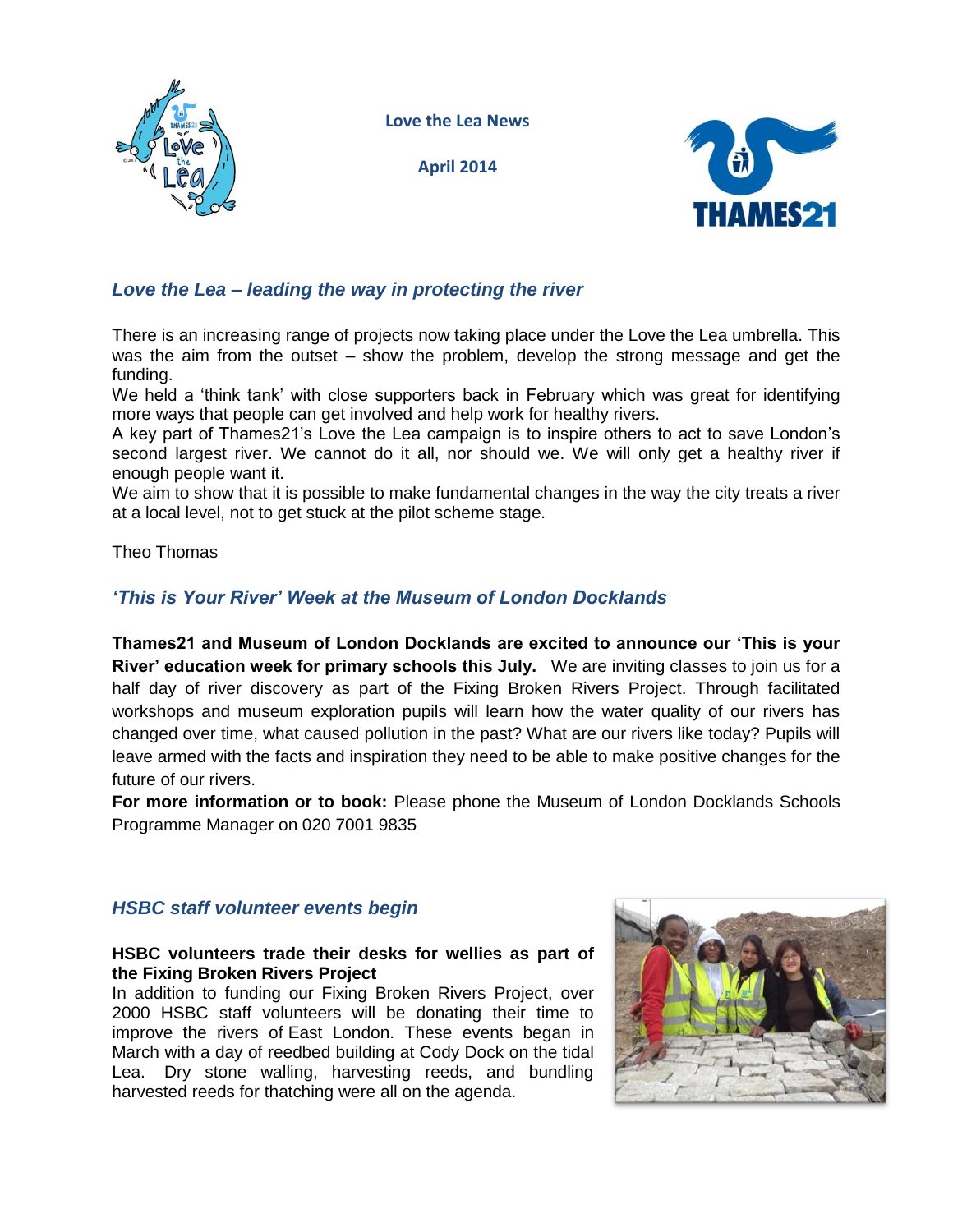**Love the Lea News**

**April 2014**

## *Love the Lea – leading the way in protecting the river*

There is an increasing range of projects now taking place under the Love the Lea umbrella. This was the aim from the outset – show the problem, develop the strong message and get the funding.

We held a 'think tank' with close supporters back in February which was great for identifying more ways that people can get involved and help work for healthy rivers.

A key part of Thames21's Love the Lea campaign is to inspire others to act to save London's second largest river. We cannot do it all, nor should we. We will only get a healthy river if enough people want it.

We aim to show that it is possible to make fundamental changes in the way the city treats a river at a local level, not to get stuck at the pilot scheme stage.

Theo Thomas

## *'This is Your River' Week at the Museum of London Docklands*

**Thames21 and Museum of London Docklands are excited to announce our 'This is your River' education week for primary schools this July.** We are inviting classes to join us for a half day of river discovery as part of the Fixing Broken Rivers Project. Through facilitated workshops and museum exploration pupils will learn how the water quality of our rivers has changed over time, what caused pollution in the past? What are our rivers like today? Pupils will leave armed with the facts and inspiration they need to be able to make positive changes for the future of our rivers.

**For more information or to book:** Please phone the Museum of London Docklands Schools Programme Manager on 020 7001 9835

## *HSBC staff volunteer events begin*

**HSBC volunteers trade their desks for wellies as part of the Fixing Broken Rivers Project**

In addition to funding our Fixing Broken Rivers Project, over 2000 HSBC staff volunteers will be donating their time to improve the rivers of East London. These events began in March with a day of reedbed building at Cody Dock on the tidal Lea. Dry stone walling, harvesting reeds, and bundling harvested reeds for thatching were all on the agenda.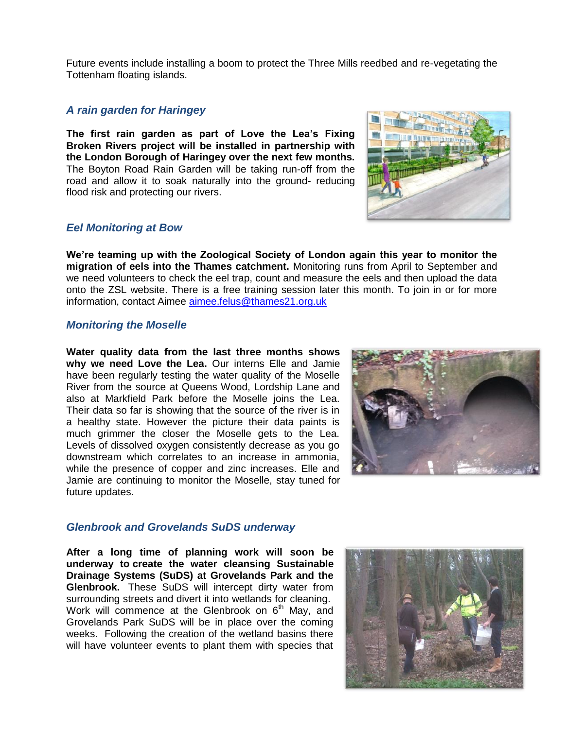Future events include installing a boom to protect the Three Mills reedbed and re-vegetating the Tottenham floating islands.

### *A rain garden for Haringey*

**The first rain garden as part of Love the Lea's Fixing Broken Rivers project will be installed in partnership with the London Borough of Haringey over the next few months.** The Boyton Road Rain Garden will be taking run-off from the road and allow it to soak naturally into the ground- reducing flood risk and protecting our rivers.

### *Eel Monitoring at Bow*

**We're teaming up with the Zoological Society of London again this year to monitor the migration of eels into the Thames catchment.** Monitoring runs from April to September and we need volunteers to check the eel trap, count and measure the eels and then upload the data onto the ZSL website. There is a free training session later this month. To join in or for more information, contact Aimee aimee.felus@thames21.org.uk

### *Monitoring the Moselle*

**Water quality data from the last three months shows why we need Love the Lea.** Our interns Elle and Jamie have been regularly testing the water quality of the Moselle River from the source at Queens Wood, Lordship Lane and also at Markfield Park before the Moselle joins the Lea. Their data so far is showing that the source of the river is in a healthy state. However the picture their data paints is much grimmer the closer the Moselle gets to the Lea. Levels of dissolved oxygen consistently decrease as you go downstream which correlates to an increase in ammonia, while the presence of copper and zinc increases. Elle and Jamie are continuing to monitor the Moselle, stay tuned for future updates.

### *Glenbrook and Grovelands SuDS underway*

**After a long time of planning work will soon be underway to create the water cleansing Sustainable Drainage Systems (SuDS) at Grovelands Park and the Glenbrook.** These SuDS will intercept dirty water from surrounding streets and divert it into wetlands for cleaning. Work will commence at the Glenbrook on 6th May, and Grovelands Park SuDS will be in place over the coming weeks. Following the creation of the wetland basins there will have volunteer events to plant them with species that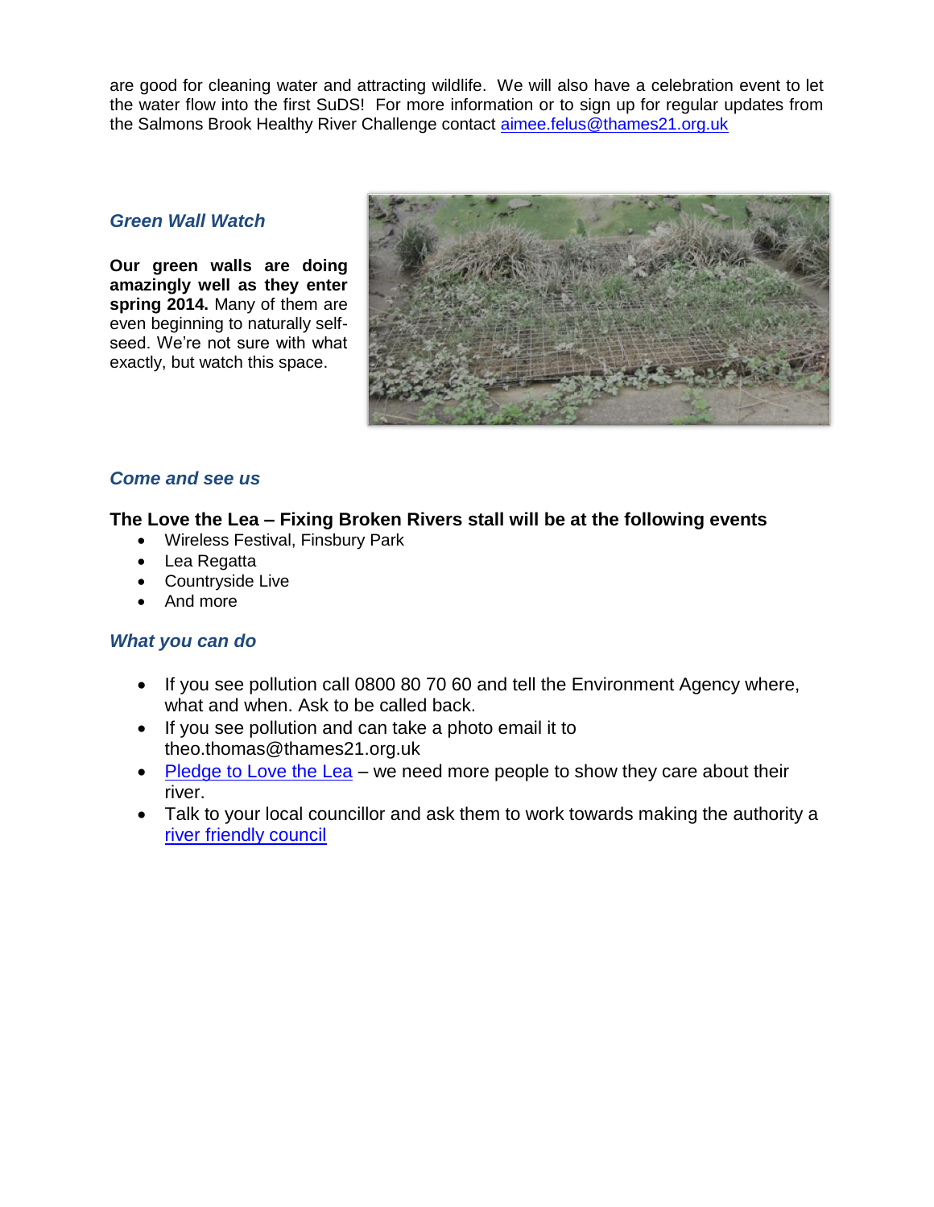are good for cleaning water and attracting wildlife. We will also have a celebration event to let the water flow into the first SuDS! For more information or to sign up for regular updates from the Salmons Brook Healthy River Challenge contact aimee.felus@thames21.org.uk

### *Green Wall Watch*

**Our green walls are doing amazingly well as they enter spring 2014.** Many of them are even beginning to naturally self-seed. We're not sure with what exactly, but watch this space.

### *Come and see us*

**The Love the Lea – Fixing Broken Rivers stall will be at the following events**

- Wireless Festival, Finsbury Park
- Lea Regatta
- Countryside Live
- And more

### *What you can do*

- If you see pollution call 0800 80 70 60 and tell the Environment Agency where, what and when. Ask to be called back.
- If you see pollution and can take a photo email it to theo.thomas@thames21.org.uk
- Pledge to Love the Lea – we need more people to show they care about their river.
- Talk to your local councillor and ask them to work towards making the authority a river friendly council